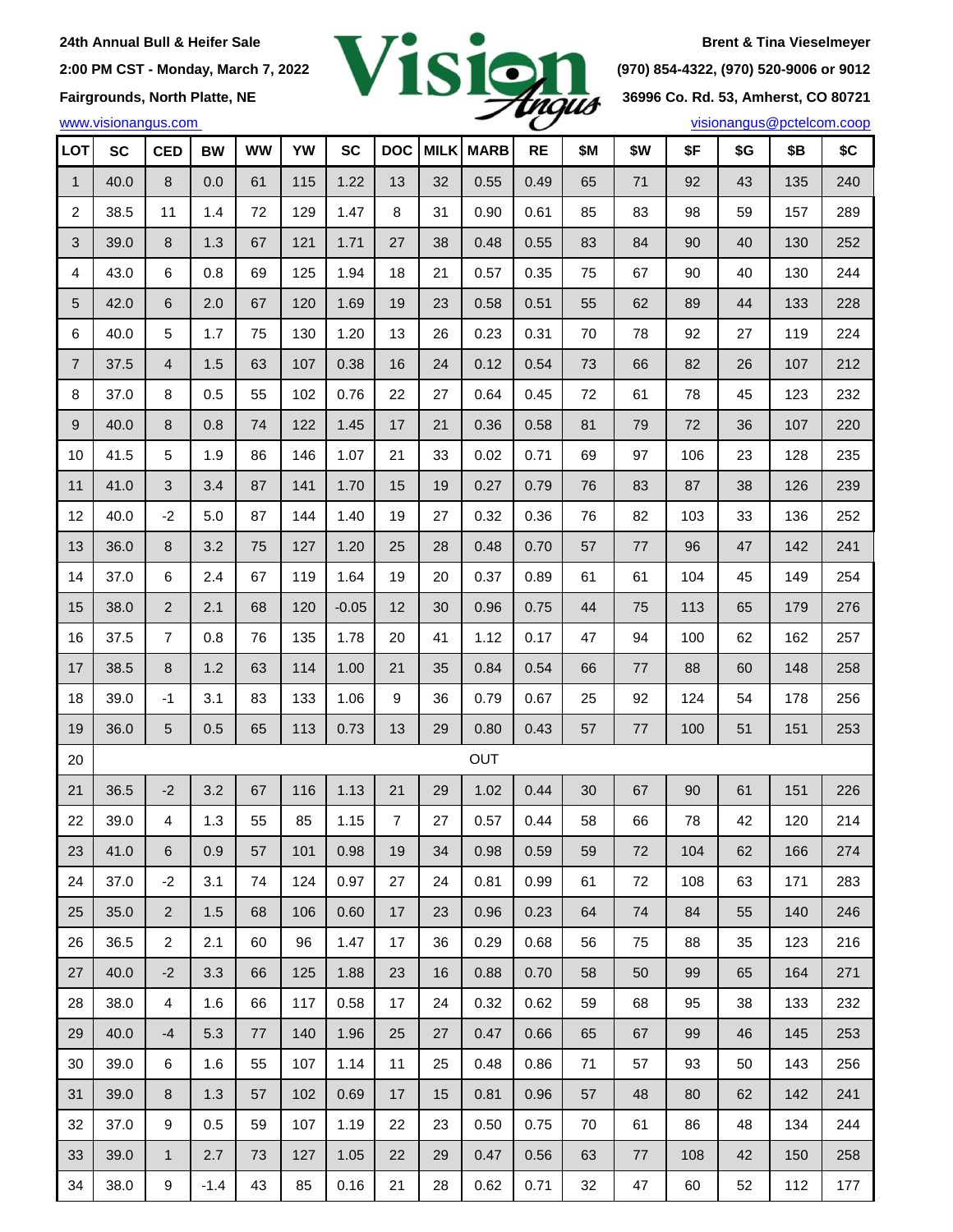24th Annual Bull & Heifer Sale

2:00 PM CST - Monday, March 7, 2022

Fairgrounds, North Platte, NE

www.visionangus.com

Vision Angus

Brent & Tina Vieselmeyer

(970) 854-4322, (970) 520-9006 or 9012

36996 Co. Rd. 53, Amherst, CO 80721

visionangus@pctelcom.coop

| LOT | SC | CED | BW | WW | YW | SC | DOC | MILK | MARB | RE | $M | $W | $F | $G | $B | $C |
|---|---|---|---|---|---|---|---|---|---|---|---|---|---|---|---|---|
| 1 | 40.0 | 8 | 0.0 | 61 | 115 | 1.22 | 13 | 32 | 0.55 | 0.49 | 65 | 71 | 92 | 43 | 135 | 240 |
| 2 | 38.5 | 11 | 1.4 | 72 | 129 | 1.47 | 8 | 31 | 0.90 | 0.61 | 85 | 83 | 98 | 59 | 157 | 289 |
| 3 | 39.0 | 8 | 1.3 | 67 | 121 | 1.71 | 27 | 38 | 0.48 | 0.55 | 83 | 84 | 90 | 40 | 130 | 252 |
| 4 | 43.0 | 6 | 0.8 | 69 | 125 | 1.94 | 18 | 21 | 0.57 | 0.35 | 75 | 67 | 90 | 40 | 130 | 244 |
| 5 | 42.0 | 6 | 2.0 | 67 | 120 | 1.69 | 19 | 23 | 0.58 | 0.51 | 55 | 62 | 89 | 44 | 133 | 228 |
| 6 | 40.0 | 5 | 1.7 | 75 | 130 | 1.20 | 13 | 26 | 0.23 | 0.31 | 70 | 78 | 92 | 27 | 119 | 224 |
| 7 | 37.5 | 4 | 1.5 | 63 | 107 | 0.38 | 16 | 24 | 0.12 | 0.54 | 73 | 66 | 82 | 26 | 107 | 212 |
| 8 | 37.0 | 8 | 0.5 | 55 | 102 | 0.76 | 22 | 27 | 0.64 | 0.45 | 72 | 61 | 78 | 45 | 123 | 232 |
| 9 | 40.0 | 8 | 0.8 | 74 | 122 | 1.45 | 17 | 21 | 0.36 | 0.58 | 81 | 79 | 72 | 36 | 107 | 220 |
| 10 | 41.5 | 5 | 1.9 | 86 | 146 | 1.07 | 21 | 33 | 0.02 | 0.71 | 69 | 97 | 106 | 23 | 128 | 235 |
| 11 | 41.0 | 3 | 3.4 | 87 | 141 | 1.70 | 15 | 19 | 0.27 | 0.79 | 76 | 83 | 87 | 38 | 126 | 239 |
| 12 | 40.0 | -2 | 5.0 | 87 | 144 | 1.40 | 19 | 27 | 0.32 | 0.36 | 76 | 82 | 103 | 33 | 136 | 252 |
| 13 | 36.0 | 8 | 3.2 | 75 | 127 | 1.20 | 25 | 28 | 0.48 | 0.70 | 57 | 77 | 96 | 47 | 142 | 241 |
| 14 | 37.0 | 6 | 2.4 | 67 | 119 | 1.64 | 19 | 20 | 0.37 | 0.89 | 61 | 61 | 104 | 45 | 149 | 254 |
| 15 | 38.0 | 2 | 2.1 | 68 | 120 | -0.05 | 12 | 30 | 0.96 | 0.75 | 44 | 75 | 113 | 65 | 179 | 276 |
| 16 | 37.5 | 7 | 0.8 | 76 | 135 | 1.78 | 20 | 41 | 1.12 | 0.17 | 47 | 94 | 100 | 62 | 162 | 257 |
| 17 | 38.5 | 8 | 1.2 | 63 | 114 | 1.00 | 21 | 35 | 0.84 | 0.54 | 66 | 77 | 88 | 60 | 148 | 258 |
| 18 | 39.0 | -1 | 3.1 | 83 | 133 | 1.06 | 9 | 36 | 0.79 | 0.67 | 25 | 92 | 124 | 54 | 178 | 256 |
| 19 | 36.0 | 5 | 0.5 | 65 | 113 | 0.73 | 13 | 29 | 0.80 | 0.43 | 57 | 77 | 100 | 51 | 151 | 253 |
| 20 | | | | | | | | | OUT | | | | | | | |
| 21 | 36.5 | -2 | 3.2 | 67 | 116 | 1.13 | 21 | 29 | 1.02 | 0.44 | 30 | 67 | 90 | 61 | 151 | 226 |
| 22 | 39.0 | 4 | 1.3 | 55 | 85 | 1.15 | 7 | 27 | 0.57 | 0.44 | 58 | 66 | 78 | 42 | 120 | 214 |
| 23 | 41.0 | 6 | 0.9 | 57 | 101 | 0.98 | 19 | 34 | 0.98 | 0.59 | 59 | 72 | 104 | 62 | 166 | 274 |
| 24 | 37.0 | -2 | 3.1 | 74 | 124 | 0.97 | 27 | 24 | 0.81 | 0.99 | 61 | 72 | 108 | 63 | 171 | 283 |
| 25 | 35.0 | 2 | 1.5 | 68 | 106 | 0.60 | 17 | 23 | 0.96 | 0.23 | 64 | 74 | 84 | 55 | 140 | 246 |
| 26 | 36.5 | 2 | 2.1 | 60 | 96 | 1.47 | 17 | 36 | 0.29 | 0.68 | 56 | 75 | 88 | 35 | 123 | 216 |
| 27 | 40.0 | -2 | 3.3 | 66 | 125 | 1.88 | 23 | 16 | 0.88 | 0.70 | 58 | 50 | 99 | 65 | 164 | 271 |
| 28 | 38.0 | 4 | 1.6 | 66 | 117 | 0.58 | 17 | 24 | 0.32 | 0.62 | 59 | 68 | 95 | 38 | 133 | 232 |
| 29 | 40.0 | -4 | 5.3 | 77 | 140 | 1.96 | 25 | 27 | 0.47 | 0.66 | 65 | 67 | 99 | 46 | 145 | 253 |
| 30 | 39.0 | 6 | 1.6 | 55 | 107 | 1.14 | 11 | 25 | 0.48 | 0.86 | 71 | 57 | 93 | 50 | 143 | 256 |
| 31 | 39.0 | 8 | 1.3 | 57 | 102 | 0.69 | 17 | 15 | 0.81 | 0.96 | 57 | 48 | 80 | 62 | 142 | 241 |
| 32 | 37.0 | 9 | 0.5 | 59 | 107 | 1.19 | 22 | 23 | 0.50 | 0.75 | 70 | 61 | 86 | 48 | 134 | 244 |
| 33 | 39.0 | 1 | 2.7 | 73 | 127 | 1.05 | 22 | 29 | 0.47 | 0.56 | 63 | 77 | 108 | 42 | 150 | 258 |
| 34 | 38.0 | 9 | -1.4 | 43 | 85 | 0.16 | 21 | 28 | 0.62 | 0.71 | 32 | 47 | 60 | 52 | 112 | 177 |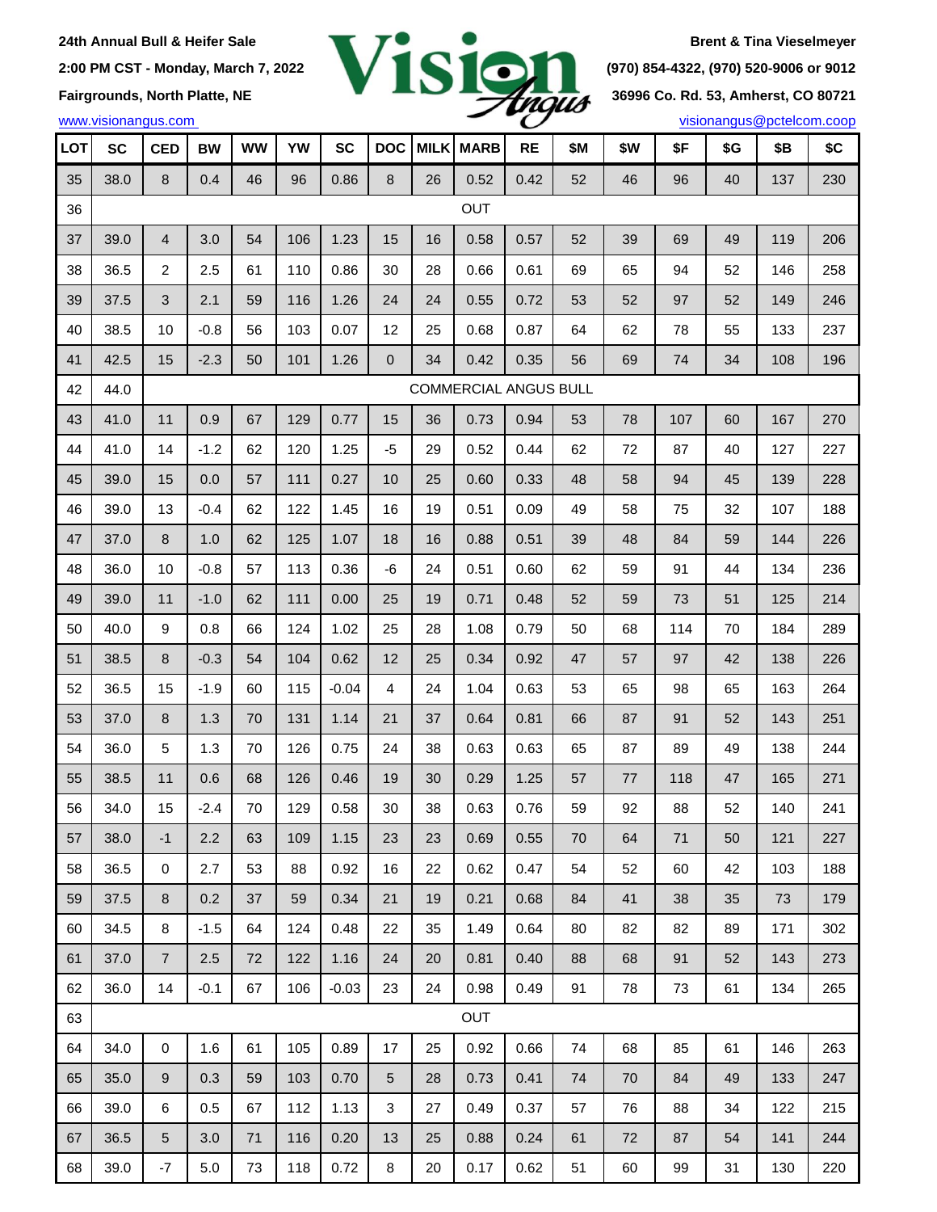24th Annual Bull & Heifer Sale
2:00 PM CST - Monday, March 7, 2022
Fairgrounds, North Platte, NE
www.visionangus.com

**Vision Angus**

Brent & Tina Vieselmeyer
(970) 854-4322, (970) 520-9006 or 9012
36996 Co. Rd. 53, Amherst, CO 80721
visionangus@pctelcom.coop

| LOT | SC | CED | BW | WW | YW | SC | DOC | MILK | MARB | RE | $M | $W | $F | $G | $B | $C |
|---|---|---|---|---|---|---|---|---|---|---|---|---|---|---|---|---|
| 35 | 38.0 | 8 | 0.4 | 46 | 96 | 0.86 | 8 | 26 | 0.52 | 0.42 | 52 | 46 | 96 | 40 | 137 | 230 |
| 36 | OUT | | | | | | | | | | | | | | | |
| 37 | 39.0 | 4 | 3.0 | 54 | 106 | 1.23 | 15 | 16 | 0.58 | 0.57 | 52 | 39 | 69 | 49 | 119 | 206 |
| 38 | 36.5 | 2 | 2.5 | 61 | 110 | 0.86 | 30 | 28 | 0.66 | 0.61 | 69 | 65 | 94 | 52 | 146 | 258 |
| 39 | 37.5 | 3 | 2.1 | 59 | 116 | 1.26 | 24 | 24 | 0.55 | 0.72 | 53 | 52 | 97 | 52 | 149 | 246 |
| 40 | 38.5 | 10 | -0.8 | 56 | 103 | 0.07 | 12 | 25 | 0.68 | 0.87 | 64 | 62 | 78 | 55 | 133 | 237 |
| 41 | 42.5 | 15 | -2.3 | 50 | 101 | 1.26 | 0 | 34 | 0.42 | 0.35 | 56 | 69 | 74 | 34 | 108 | 196 |
| 42 | 44.0 | COMMERCIAL ANGUS BULL | | | | | | | | | | | | | | |
| 43 | 41.0 | 11 | 0.9 | 67 | 129 | 0.77 | 15 | 36 | 0.73 | 0.94 | 53 | 78 | 107 | 60 | 167 | 270 |
| 44 | 41.0 | 14 | -1.2 | 62 | 120 | 1.25 | -5 | 29 | 0.52 | 0.44 | 62 | 72 | 87 | 40 | 127 | 227 |
| 45 | 39.0 | 15 | 0.0 | 57 | 111 | 0.27 | 10 | 25 | 0.60 | 0.33 | 48 | 58 | 94 | 45 | 139 | 228 |
| 46 | 39.0 | 13 | -0.4 | 62 | 122 | 1.45 | 16 | 19 | 0.51 | 0.09 | 49 | 58 | 75 | 32 | 107 | 188 |
| 47 | 37.0 | 8 | 1.0 | 62 | 125 | 1.07 | 18 | 16 | 0.88 | 0.51 | 39 | 48 | 84 | 59 | 144 | 226 |
| 48 | 36.0 | 10 | -0.8 | 57 | 113 | 0.36 | -6 | 24 | 0.51 | 0.60 | 62 | 59 | 91 | 44 | 134 | 236 |
| 49 | 39.0 | 11 | -1.0 | 62 | 111 | 0.00 | 25 | 19 | 0.71 | 0.48 | 52 | 59 | 73 | 51 | 125 | 214 |
| 50 | 40.0 | 9 | 0.8 | 66 | 124 | 1.02 | 25 | 28 | 1.08 | 0.79 | 50 | 68 | 114 | 70 | 184 | 289 |
| 51 | 38.5 | 8 | -0.3 | 54 | 104 | 0.62 | 12 | 25 | 0.34 | 0.92 | 47 | 57 | 97 | 42 | 138 | 226 |
| 52 | 36.5 | 15 | -1.9 | 60 | 115 | -0.04 | 4 | 24 | 1.04 | 0.63 | 53 | 65 | 98 | 65 | 163 | 264 |
| 53 | 37.0 | 8 | 1.3 | 70 | 131 | 1.14 | 21 | 37 | 0.64 | 0.81 | 66 | 87 | 91 | 52 | 143 | 251 |
| 54 | 36.0 | 5 | 1.3 | 70 | 126 | 0.75 | 24 | 38 | 0.63 | 0.63 | 65 | 87 | 89 | 49 | 138 | 244 |
| 55 | 38.5 | 11 | 0.6 | 68 | 126 | 0.46 | 19 | 30 | 0.29 | 1.25 | 57 | 77 | 118 | 47 | 165 | 271 |
| 56 | 34.0 | 15 | -2.4 | 70 | 129 | 0.58 | 30 | 38 | 0.63 | 0.76 | 59 | 92 | 88 | 52 | 140 | 241 |
| 57 | 38.0 | -1 | 2.2 | 63 | 109 | 1.15 | 23 | 23 | 0.69 | 0.55 | 70 | 64 | 71 | 50 | 121 | 227 |
| 58 | 36.5 | 0 | 2.7 | 53 | 88 | 0.92 | 16 | 22 | 0.62 | 0.47 | 54 | 52 | 60 | 42 | 103 | 188 |
| 59 | 37.5 | 8 | 0.2 | 37 | 59 | 0.34 | 21 | 19 | 0.21 | 0.68 | 84 | 41 | 38 | 35 | 73 | 179 |
| 60 | 34.5 | 8 | -1.5 | 64 | 124 | 0.48 | 22 | 35 | 1.49 | 0.64 | 80 | 82 | 82 | 89 | 171 | 302 |
| 61 | 37.0 | 7 | 2.5 | 72 | 122 | 1.16 | 24 | 20 | 0.81 | 0.40 | 88 | 68 | 91 | 52 | 143 | 273 |
| 62 | 36.0 | 14 | -0.1 | 67 | 106 | -0.03 | 23 | 24 | 0.98 | 0.49 | 91 | 78 | 73 | 61 | 134 | 265 |
| 63 | OUT | | | | | | | | | | | | | | | |
| 64 | 34.0 | 0 | 1.6 | 61 | 105 | 0.89 | 17 | 25 | 0.92 | 0.66 | 74 | 68 | 85 | 61 | 146 | 263 |
| 65 | 35.0 | 9 | 0.3 | 59 | 103 | 0.70 | 5 | 28 | 0.73 | 0.41 | 74 | 70 | 84 | 49 | 133 | 247 |
| 66 | 39.0 | 6 | 0.5 | 67 | 112 | 1.13 | 3 | 27 | 0.49 | 0.37 | 57 | 76 | 88 | 34 | 122 | 215 |
| 67 | 36.5 | 5 | 3.0 | 71 | 116 | 0.20 | 13 | 25 | 0.88 | 0.24 | 61 | 72 | 87 | 54 | 141 | 244 |
| 68 | 39.0 | -7 | 5.0 | 73 | 118 | 0.72 | 8 | 20 | 0.17 | 0.62 | 51 | 60 | 99 | 31 | 130 | 220 |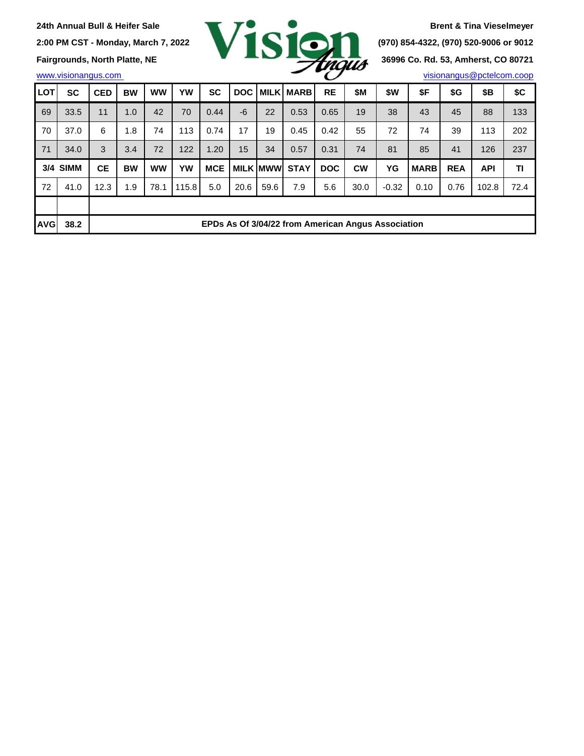24th Annual Bull & Heifer Sale

2:00 PM CST - Monday, March 7, 2022

Fairgrounds, North Platte, NE

www.visionangus.com

**Vision Angus**

Brent & Tina Vieselmeyer

(970) 854-4322, (970) 520-9006 or 9012

36996 Co. Rd. 53, Amherst, CO 80721

visionangus@pctelcom.coop

| LOT | SC | CED | BW | WW | YW | SC | DOC | MILK | MARB | RE | $M | $W | $F | $G | $B | $C |
|---|---|---|---|---|---|---|---|---|---|---|---|---|---|---|---|---|
| 69 | 33.5 | 11 | 1.0 | 42 | 70 | 0.44 | -6 | 22 | 0.53 | 0.65 | 19 | 38 | 43 | 45 | 88 | 133 |
| 70 | 37.0 | 6 | 1.8 | 74 | 113 | 0.74 | 17 | 19 | 0.45 | 0.42 | 55 | 72 | 74 | 39 | 113 | 202 |
| 71 | 34.0 | 3 | 3.4 | 72 | 122 | 1.20 | 15 | 34 | 0.57 | 0.31 | 74 | 81 | 85 | 41 | 126 | 237 |
| **3/4** | **SIMM** | **CE** | **BW** | **WW** | **YW** | **MCE** | **MILK** | **MWW** | **STAY** | **DOC** | **CW** | **YG** | **MARB** | **REA** | **API** | **TI** |
| 72 | 41.0 | 12.3 | 1.9 | 78.1 | 115.8 | 5.0 | 20.6 | 59.6 | 7.9 | 5.6 | 30.0 | -0.32 | 0.10 | 0.76 | 102.8 | 72.4 |
| | | | | | | | | | | | | | | | | |
| **AVG** | **38.2** | **EPDs As Of 3/04/22 from American Angus Association** | | | | | | | | | | | | | | |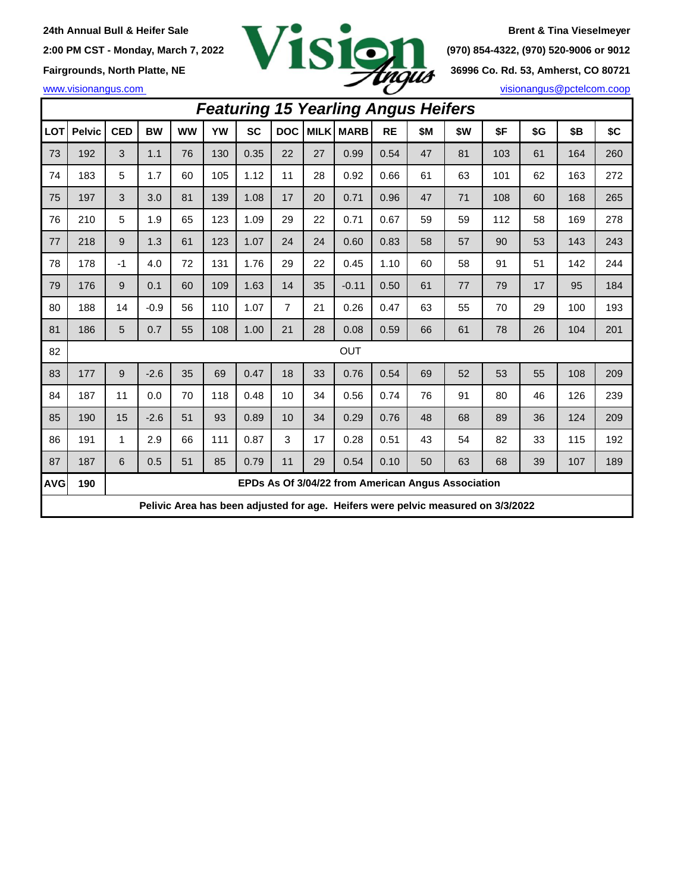24th Annual Bull & Heifer Sale

2:00 PM CST - Monday, March 7, 2022

Fairgrounds, North Platte, NE

www.visionangus.com

Vision Angus

Brent & Tina Vieselmeyer

(970) 854-4322, (970) 520-9006 or 9012

36996 Co. Rd. 53, Amherst, CO 80721

visionangus@pctelcom.coop

## *Featuring 15 Yearling Angus Heifers*

| LOT | Pelvic | CED | BW | WW | YW | SC | DOC | MILK | MARB | RE | $M | $W | $F | $G | $B | $C |
|---|---|---|---|---|---|---|---|---|---|---|---|---|---|---|---|---|
| 73 | 192 | 3 | 1.1 | 76 | 130 | 0.35 | 22 | 27 | 0.99 | 0.54 | 47 | 81 | 103 | 61 | 164 | 260 |
| 74 | 183 | 5 | 1.7 | 60 | 105 | 1.12 | 11 | 28 | 0.92 | 0.66 | 61 | 63 | 101 | 62 | 163 | 272 |
| 75 | 197 | 3 | 3.0 | 81 | 139 | 1.08 | 17 | 20 | 0.71 | 0.96 | 47 | 71 | 108 | 60 | 168 | 265 |
| 76 | 210 | 5 | 1.9 | 65 | 123 | 1.09 | 29 | 22 | 0.71 | 0.67 | 59 | 59 | 112 | 58 | 169 | 278 |
| 77 | 218 | 9 | 1.3 | 61 | 123 | 1.07 | 24 | 24 | 0.60 | 0.83 | 58 | 57 | 90 | 53 | 143 | 243 |
| 78 | 178 | -1 | 4.0 | 72 | 131 | 1.76 | 29 | 22 | 0.45 | 1.10 | 60 | 58 | 91 | 51 | 142 | 244 |
| 79 | 176 | 9 | 0.1 | 60 | 109 | 1.63 | 14 | 35 | -0.11 | 0.50 | 61 | 77 | 79 | 17 | 95 | 184 |
| 80 | 188 | 14 | -0.9 | 56 | 110 | 1.07 | 7 | 21 | 0.26 | 0.47 | 63 | 55 | 70 | 29 | 100 | 193 |
| 81 | 186 | 5 | 0.7 | 55 | 108 | 1.00 | 21 | 28 | 0.08 | 0.59 | 66 | 61 | 78 | 26 | 104 | 201 |
| 82 | OUT | | | | | | | | | | | | | | | |
| 83 | 177 | 9 | -2.6 | 35 | 69 | 0.47 | 18 | 33 | 0.76 | 0.54 | 69 | 52 | 53 | 55 | 108 | 209 |
| 84 | 187 | 11 | 0.0 | 70 | 118 | 0.48 | 10 | 34 | 0.56 | 0.74 | 76 | 91 | 80 | 46 | 126 | 239 |
| 85 | 190 | 15 | -2.6 | 51 | 93 | 0.89 | 10 | 34 | 0.29 | 0.76 | 48 | 68 | 89 | 36 | 124 | 209 |
| 86 | 191 | 1 | 2.9 | 66 | 111 | 0.87 | 3 | 17 | 0.28 | 0.51 | 43 | 54 | 82 | 33 | 115 | 192 |
| 87 | 187 | 6 | 0.5 | 51 | 85 | 0.79 | 11 | 29 | 0.54 | 0.10 | 50 | 63 | 68 | 39 | 107 | 189 |
| AVG | 190 | EPDs As Of 3/04/22 from American Angus Association | | | | | | | | | | | | | | |

**Pelivic Area has been adjusted for age. Heifers were pelvic measured on 3/3/2022**